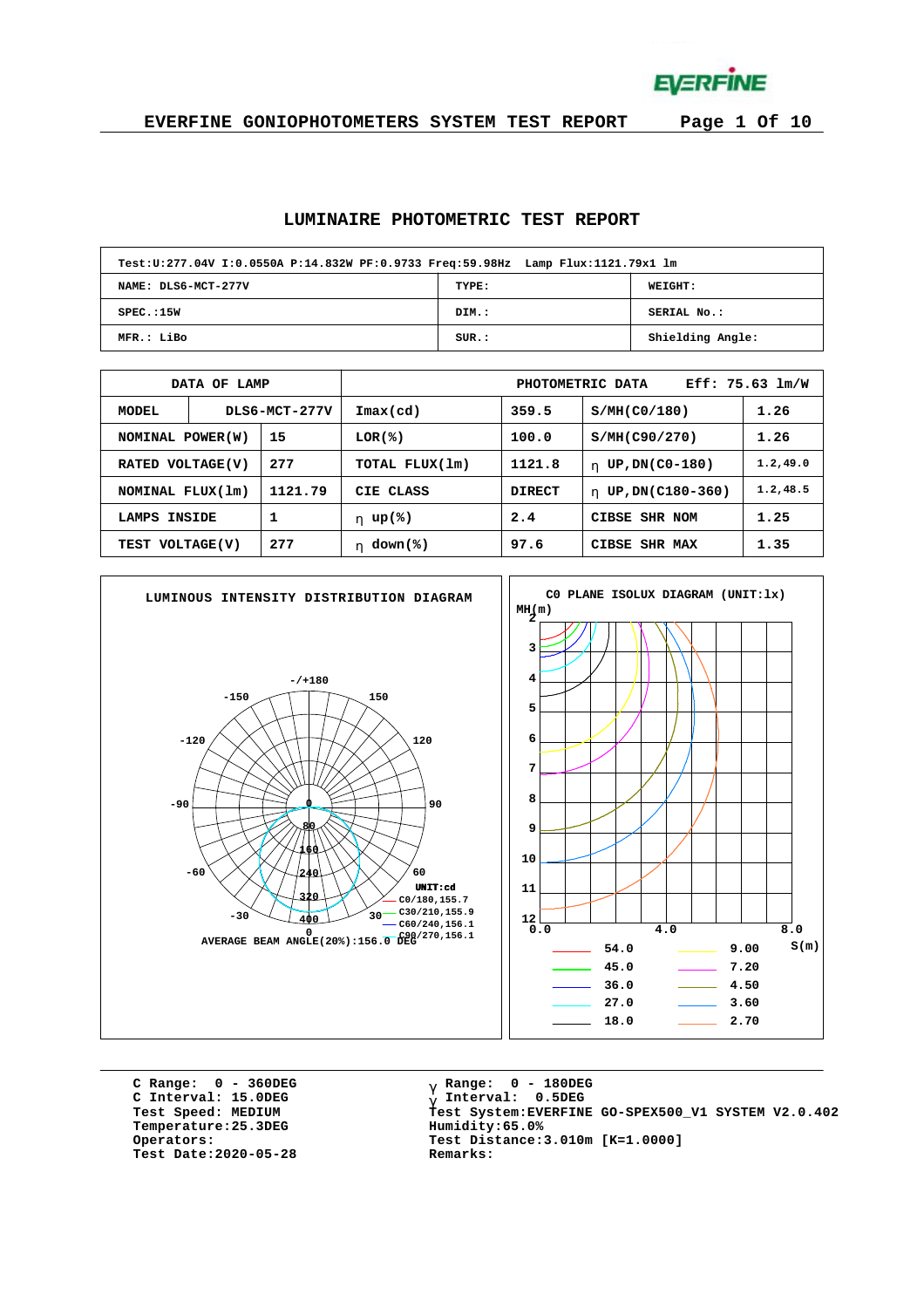# EVERFINE GONIOPHOTOMETERS SYSTEM TEST REPORT

## LUMINAIRE PHOTOMETRIC TEST REPORT

| Test:U:277.04V I:0.0550A P:14.832W PF:0.9733 Freq:59.98Hz Lamp Flux:1121.79x1 lm | | |
|---|---|---|
| NAME: DLS6-MCT-277V | TYPE: | WEIGHT: |
| SPEC.:15W | DIM.: | SERIAL No.: |
| MFR.: LiBo | SUR.: | Shielding Angle: |

| DATA OF LAMP | | PHOTOMETRIC DATA | Eff: 75.63 lm/W | | |
|---|---|---|---|---|---|
| MODEL | DLS6-MCT-277V | Imax(cd) | 359.5 | S/MH(C0/180) | 1.26 |
| NOMINAL POWER(W) | 15 | LOR(%) | 100.0 | S/MH(C90/270) | 1.26 |
| RATED VOLTAGE(V) | 277 | TOTAL FLUX(lm) | 1121.8 | η UP,DN(C0-180) | 1.2,49.0 |
| NOMINAL FLUX(lm) | 1121.79 | CIE CLASS | DIRECT | η UP,DN(C180-360) | 1.2,48.5 |
| LAMPS INSIDE | 1 | η up(%) | 2.4 | CIBSE SHR NOM | 1.25 |
| TEST VOLTAGE(V) | 277 | η down(%) | 97.6 | CIBSE SHR MAX | 1.35 |

**LUMINOUS INTENSITY DISTRIBUTION DIAGRAM**

UNIT:cd

C0/180,155.7
C30/210,155.9
C60/240,156.1
C90/270,156.1

AVERAGE BEAM ANGLE(20%):156.0 DEG

**C0 PLANE ISOLUX DIAGRAM (UNIT:lx)**

| Legend | | | |
|---|---|---|---|
| 54.0 | | 9.00 | |
| 45.0 | | 7.20 | |
| 36.0 | | 4.50 | |
| 27.0 | | 3.60 | |
| 18.0 | | 2.70 | |

C Range: 0 - 360DEG
C Interval: 15.0DEG
Test Speed: MEDIUM
Temperature:25.3DEG
Operators:
Test Date:2020-05-28

γ Range: 0 - 180DEG
γ Interval: 0.5DEG
Test System:EVERFINE GO-SPEX500_V1 SYSTEM V2.0.402
Humidity:65.0%
Test Distance:3.010m [K=1.0000]
Remarks: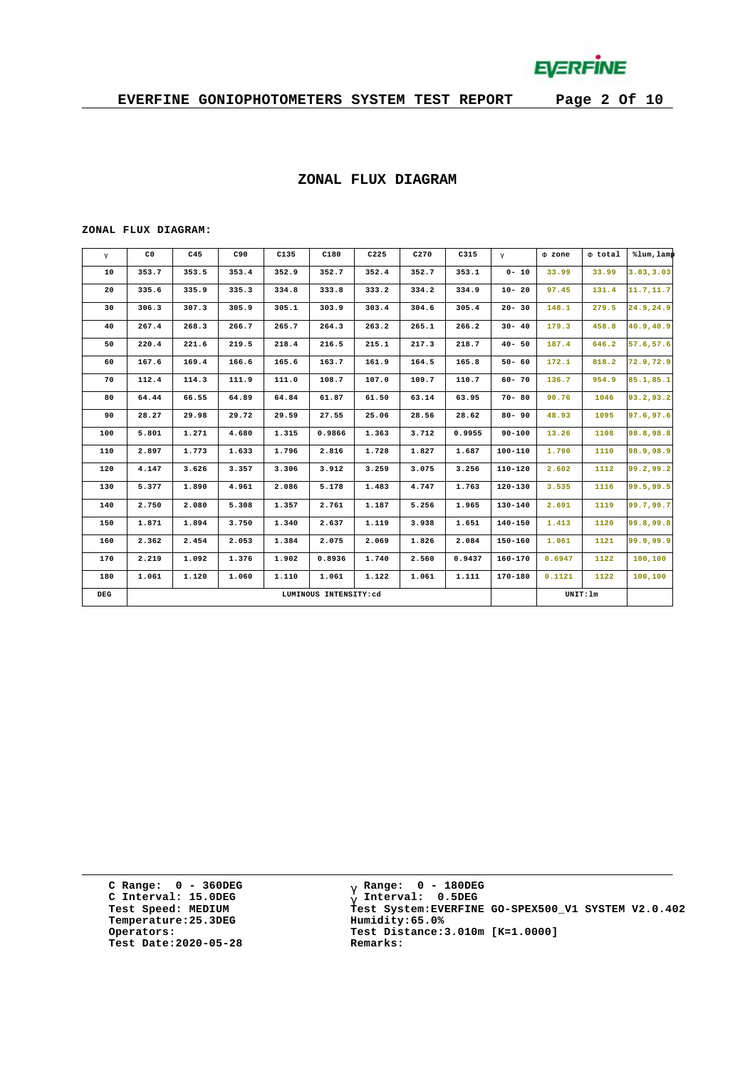## ZONAL FLUX DIAGRAM

ZONAL FLUX DIAGRAM:

| γ | C0 | C45 | C90 | C135 | C180 | C225 | C270 | C315 | γ | Φ zone | Φ total | %lum,lamp |
|---|---|---|---|---|---|---|---|---|---|---|---|---|
| 10 | 353.7 | 353.5 | 353.4 | 352.9 | 352.7 | 352.4 | 352.7 | 353.1 | 0- 10 | 33.99 | 33.99 | 3.03,3.03 |
| 20 | 335.6 | 335.9 | 335.3 | 334.8 | 333.8 | 333.2 | 334.2 | 334.9 | 10- 20 | 97.45 | 131.4 | 11.7,11.7 |
| 30 | 306.3 | 307.3 | 305.9 | 305.1 | 303.9 | 303.4 | 304.6 | 305.4 | 20- 30 | 148.1 | 279.5 | 24.9,24.9 |
| 40 | 267.4 | 268.3 | 266.7 | 265.7 | 264.3 | 263.2 | 265.1 | 266.2 | 30- 40 | 179.3 | 458.8 | 40.9,40.9 |
| 50 | 220.4 | 221.6 | 219.5 | 218.4 | 216.5 | 215.1 | 217.3 | 218.7 | 40- 50 | 187.4 | 646.2 | 57.6,57.6 |
| 60 | 167.6 | 169.4 | 166.6 | 165.6 | 163.7 | 161.9 | 164.5 | 165.8 | 50- 60 | 172.1 | 818.2 | 72.9,72.9 |
| 70 | 112.4 | 114.3 | 111.9 | 111.0 | 108.7 | 107.0 | 109.7 | 110.7 | 60- 70 | 136.7 | 954.9 | 85.1,85.1 |
| 80 | 64.44 | 66.55 | 64.89 | 64.84 | 61.87 | 61.50 | 63.14 | 63.95 | 70- 80 | 90.76 | 1046 | 93.2,93.2 |
| 90 | 28.27 | 29.98 | 29.72 | 29.59 | 27.55 | 25.06 | 28.56 | 28.62 | 80- 90 | 48.93 | 1095 | 97.6,97.6 |
| 100 | 5.801 | 1.271 | 4.680 | 1.315 | 0.9866 | 1.363 | 3.712 | 0.9955 | 90-100 | 13.26 | 1108 | 98.8,98.8 |
| 110 | 2.897 | 1.773 | 1.633 | 1.796 | 2.816 | 1.728 | 1.827 | 1.687 | 100-110 | 1.790 | 1110 | 98.9,98.9 |
| 120 | 4.147 | 3.626 | 3.357 | 3.306 | 3.912 | 3.259 | 3.075 | 3.256 | 110-120 | 2.602 | 1112 | 99.2,99.2 |
| 130 | 5.377 | 1.890 | 4.961 | 2.086 | 5.178 | 1.483 | 4.747 | 1.763 | 120-130 | 3.535 | 1116 | 99.5,99.5 |
| 140 | 2.750 | 2.080 | 5.308 | 1.357 | 2.761 | 1.187 | 5.256 | 1.965 | 130-140 | 2.691 | 1119 | 99.7,99.7 |
| 150 | 1.871 | 1.894 | 3.750 | 1.340 | 2.637 | 1.119 | 3.938 | 1.651 | 140-150 | 1.413 | 1120 | 99.8,99.8 |
| 160 | 2.362 | 2.454 | 2.053 | 1.384 | 2.075 | 2.069 | 1.826 | 2.084 | 150-160 | 1.061 | 1121 | 99.9,99.9 |
| 170 | 2.219 | 1.092 | 1.376 | 1.902 | 0.8936 | 1.740 | 2.560 | 0.9437 | 160-170 | 0.6947 | 1122 | 100,100 |
| 180 | 1.061 | 1.120 | 1.060 | 1.110 | 1.061 | 1.122 | 1.061 | 1.111 | 170-180 | 0.1121 | 1122 | 100,100 |
| DEG | LUMINOUS INTENSITY:cd | | | | | | | | | UNIT:lm | | |

C Range: 0 - 360DEG
C Interval: 15.0DEG
Test Speed: MEDIUM
Temperature:25.3DEG
Operators:
Test Date:2020-05-28

γ Range: 0 - 180DEG
γ Interval: 0.5DEG
Test System:EVERFINE GO-SPEX500_V1 SYSTEM V2.0.402
Humidity:65.0%
Test Distance:3.010m [K=1.0000]
Remarks: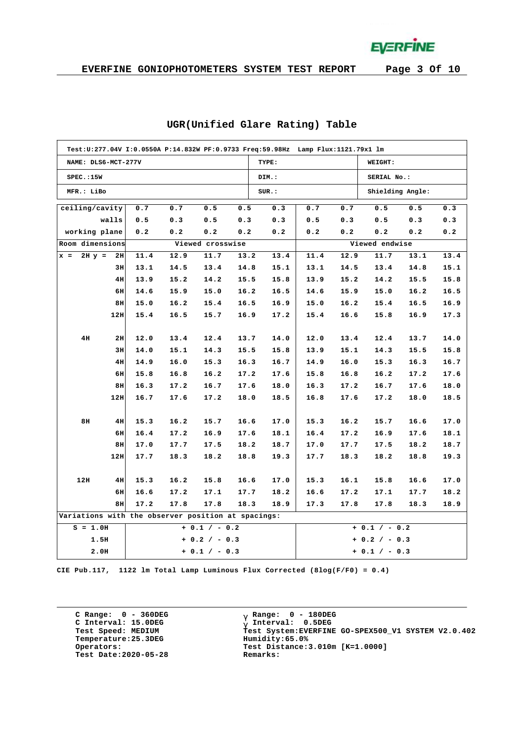# UGR(Unified Glare Rating) Table

| Test:U:277.04V I:0.0550A P:14.832W PF:0.9733 Freq:59.98Hz Lamp Flux:1121.79x1 lm | | |
|---|---|---|
| NAME: DLS6-MCT-277V | TYPE: | WEIGHT: |
| SPEC.:15W | DIM.: | SERIAL No.: |
| MFR.: LiBo | SUR.: | Shielding Angle: |

| ceiling/cavity | | 0.7 | 0.7 | 0.5 | 0.5 | 0.3 | 0.7 | 0.7 | 0.5 | 0.5 | 0.3 |
|---|---|---|---|---|---|---|---|---|---|---|---|
| walls | | 0.5 | 0.3 | 0.5 | 0.3 | 0.3 | 0.5 | 0.3 | 0.5 | 0.3 | 0.3 |
| working plane | | 0.2 | 0.2 | 0.2 | 0.2 | 0.2 | 0.2 | 0.2 | 0.2 | 0.2 | 0.2 |
| Room dimensions | | Viewed crosswise | | | | | Viewed endwise | | | | |
| x = 2H | y = 2H | 11.4 | 12.9 | 11.7 | 13.2 | 13.4 | 11.4 | 12.9 | 11.7 | 13.1 | 13.4 |
| | 3H | 13.1 | 14.5 | 13.4 | 14.8 | 15.1 | 13.1 | 14.5 | 13.4 | 14.8 | 15.1 |
| | 4H | 13.9 | 15.2 | 14.2 | 15.5 | 15.8 | 13.9 | 15.2 | 14.2 | 15.5 | 15.8 |
| | 6H | 14.6 | 15.9 | 15.0 | 16.2 | 16.5 | 14.6 | 15.9 | 15.0 | 16.2 | 16.5 |
| | 8H | 15.0 | 16.2 | 15.4 | 16.5 | 16.9 | 15.0 | 16.2 | 15.4 | 16.5 | 16.9 |
| | 12H | 15.4 | 16.5 | 15.7 | 16.9 | 17.2 | 15.4 | 16.6 | 15.8 | 16.9 | 17.3 |
| 4H | 2H | 12.0 | 13.4 | 12.4 | 13.7 | 14.0 | 12.0 | 13.4 | 12.4 | 13.7 | 14.0 |
| | 3H | 14.0 | 15.1 | 14.3 | 15.5 | 15.8 | 13.9 | 15.1 | 14.3 | 15.5 | 15.8 |
| | 4H | 14.9 | 16.0 | 15.3 | 16.3 | 16.7 | 14.9 | 16.0 | 15.3 | 16.3 | 16.7 |
| | 6H | 15.8 | 16.8 | 16.2 | 17.2 | 17.6 | 15.8 | 16.8 | 16.2 | 17.2 | 17.6 |
| | 8H | 16.3 | 17.2 | 16.7 | 17.6 | 18.0 | 16.3 | 17.2 | 16.7 | 17.6 | 18.0 |
| | 12H | 16.7 | 17.6 | 17.2 | 18.0 | 18.5 | 16.8 | 17.6 | 17.2 | 18.0 | 18.5 |
| 8H | 4H | 15.3 | 16.2 | 15.7 | 16.6 | 17.0 | 15.3 | 16.2 | 15.7 | 16.6 | 17.0 |
| | 6H | 16.4 | 17.2 | 16.9 | 17.6 | 18.1 | 16.4 | 17.2 | 16.9 | 17.6 | 18.1 |
| | 8H | 17.0 | 17.7 | 17.5 | 18.2 | 18.7 | 17.0 | 17.7 | 17.5 | 18.2 | 18.7 |
| | 12H | 17.7 | 18.3 | 18.2 | 18.8 | 19.3 | 17.7 | 18.3 | 18.2 | 18.8 | 19.3 |
| 12H | 4H | 15.3 | 16.2 | 15.8 | 16.6 | 17.0 | 15.3 | 16.1 | 15.8 | 16.6 | 17.0 |
| | 6H | 16.6 | 17.2 | 17.1 | 17.7 | 18.2 | 16.6 | 17.2 | 17.1 | 17.7 | 18.2 |
| | 8H | 17.2 | 17.8 | 17.8 | 18.3 | 18.9 | 17.3 | 17.8 | 17.8 | 18.3 | 18.9 |
| Variations with the observer position at spacings: | | | | | | | | | | | |
| S = 1.0H | | + 0.1 / - 0.2 | | | | | + 0.1 / - 0.2 | | | | |
| 1.5H | | + 0.2 / - 0.3 | | | | | + 0.2 / - 0.3 | | | | |
| 2.0H | | + 0.1 / - 0.3 | | | | | + 0.1 / - 0.3 | | | | |

CIE Pub.117, 1122 lm Total Lamp Luminous Flux Corrected (8log(F/F0) = 0.4)

C Range: 0 - 360DEG
C Interval: 15.0DEG
Test Speed: MEDIUM
Temperature:25.3DEG
Operators:
Test Date:2020-05-28

γ Range: 0 - 180DEG
γ Interval: 0.5DEG
Test System:EVERFINE GO-SPEX500_V1 SYSTEM V2.0.402
Humidity:65.0%
Test Distance:3.010m [K=1.0000]
Remarks: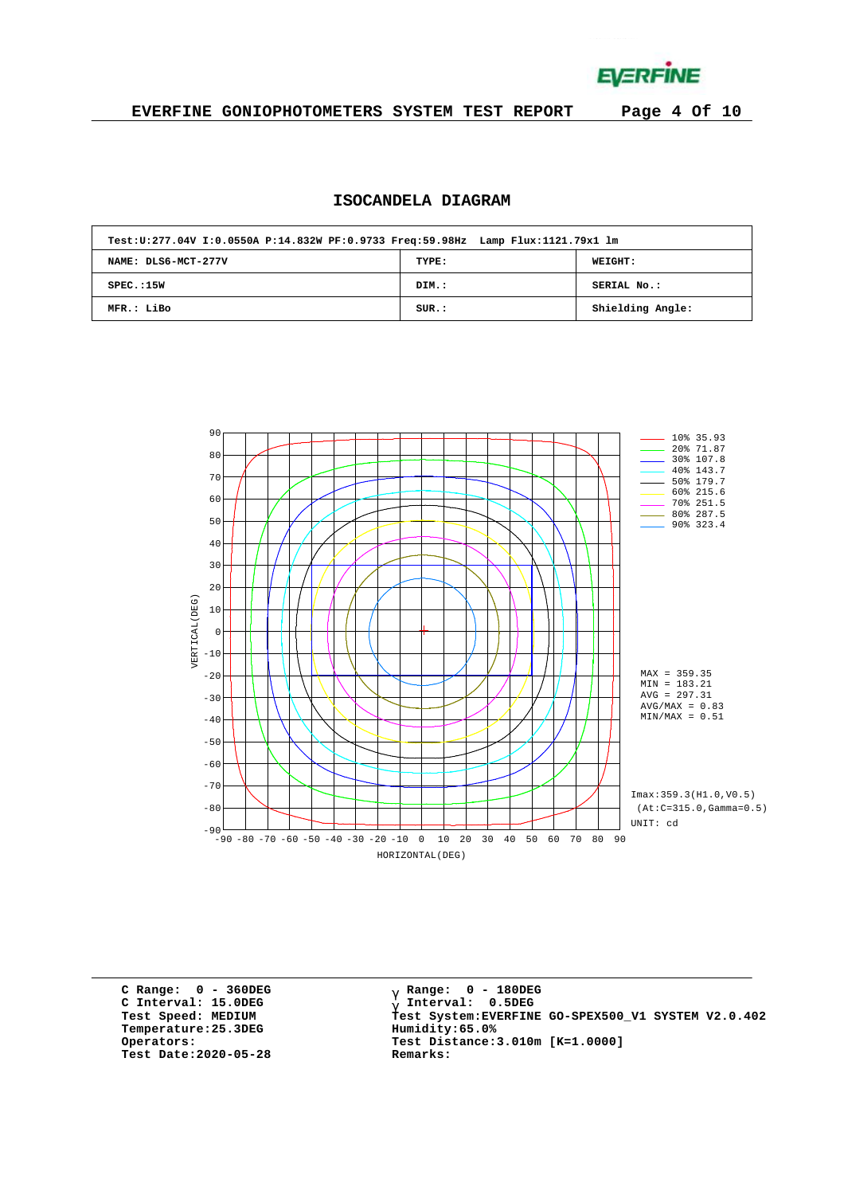# ISOCANDELA DIAGRAM

| Test:U:277.04V I:0.0550A P:14.832W PF:0.9733 Freq:59.98Hz Lamp Flux:1121.79x1 lm | | |
|---|---|---|
| NAME: DLS6-MCT-277V | TYPE: | WEIGHT: |
| SPEC.:15W | DIM.: | SERIAL No.: |
| MFR.: LiBo | SUR.: | Shielding Angle: |

10% 35.93
20% 71.87
30% 107.8
40% 143.7
50% 179.7
60% 215.6
70% 251.5
80% 287.5
90% 323.4

MAX = 359.35
MIN = 183.21
AVG = 297.31
AVG/MAX = 0.83
MIN/MAX = 0.51

Imax:359.3(H1.0,V0.5)
(At:C=315.0,Gamma=0.5)
UNIT: cd

VERTICAL(DEG)

HORIZONTAL(DEG)

C Range: 0 - 360DEG
C Interval: 15.0DEG
Test Speed: MEDIUM
Temperature:25.3DEG
Operators:
Test Date:2020-05-28

γ Range: 0 - 180DEG
γ Interval: 0.5DEG
Test System:EVERFINE GO-SPEX500_V1 SYSTEM V2.0.402
Humidity:65.0%
Test Distance:3.010m [K=1.0000]
Remarks: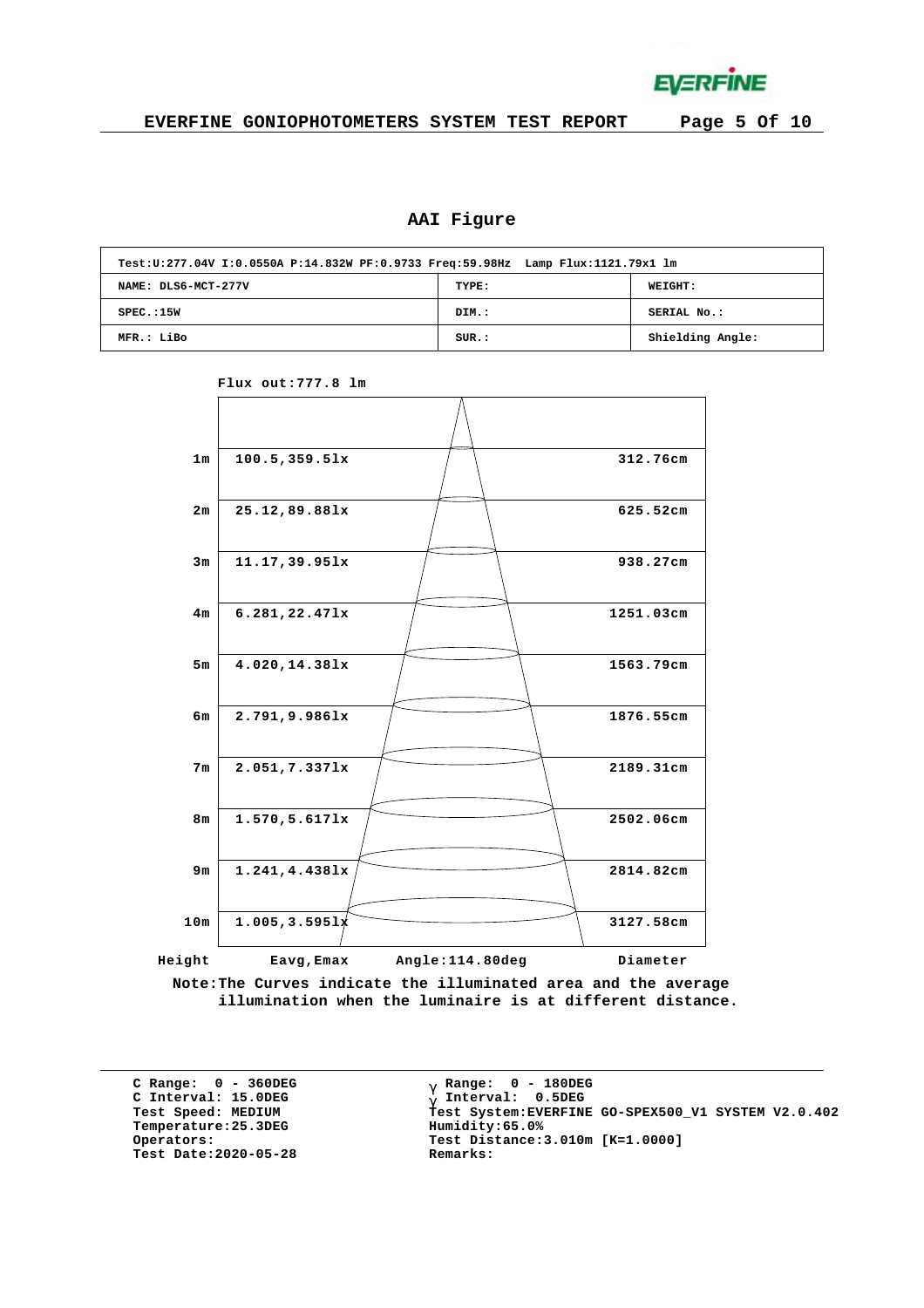## AAI Figure

| Test:U:277.04V I:0.0550A P:14.832W PF:0.9733 Freq:59.98Hz Lamp Flux:1121.79x1 lm | | |
|---|---|---|
| NAME: DLS6-MCT-277V | TYPE: | WEIGHT: |
| SPEC.:15W | DIM.: | SERIAL No.: |
| MFR.: LiBo | SUR.: | Shielding Angle: |

Flux out:777.8 lm

| Height | Eavg,Emax | Diameter |
|---|---|---|
| 1m | 100.5,359.5lx | 312.76cm |
| 2m | 25.12,89.88lx | 625.52cm |
| 3m | 11.17,39.95lx | 938.27cm |
| 4m | 6.281,22.47lx | 1251.03cm |
| 5m | 4.020,14.38lx | 1563.79cm |
| 6m | 2.791,9.986lx | 1876.55cm |
| 7m | 2.051,7.337lx | 2189.31cm |
| 8m | 1.570,5.617lx | 2502.06cm |
| 9m | 1.241,4.438lx | 2814.82cm |
| 10m | 1.005,3.595lx | 3127.58cm |

Angle:114.80deg

Note:The Curves indicate the illuminated area and the average illumination when the luminaire is at different distance.

C Range: 0 - 360DEG
C Interval: 15.0DEG
Test Speed: MEDIUM
Temperature:25.3DEG
Operators:
Test Date:2020-05-28

γ Range: 0 - 180DEG
γ Interval: 0.5DEG
Test System:EVERFINE GO-SPEX500_V1 SYSTEM V2.0.402
Humidity:65.0%
Test Distance:3.010m [K=1.0000]
Remarks: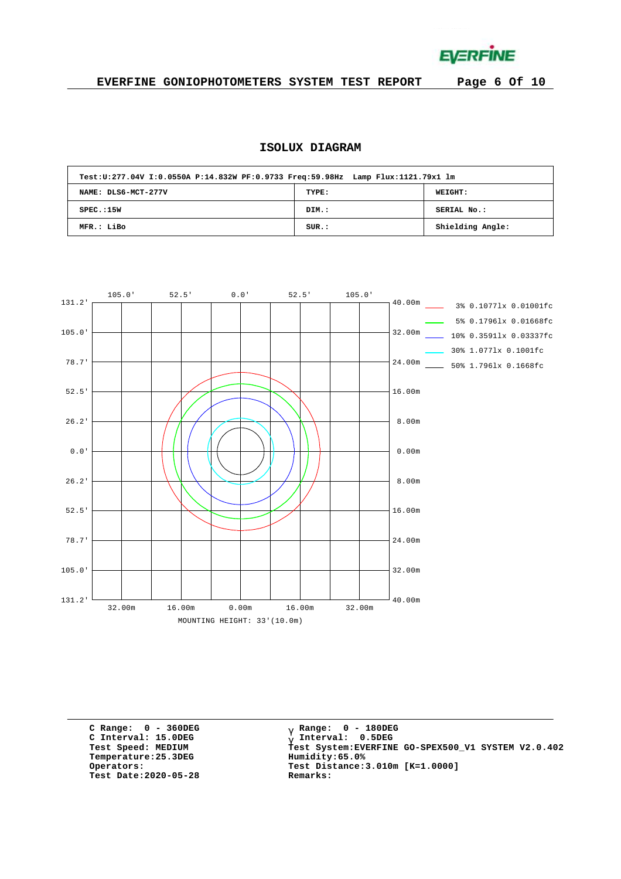## ISOLUX DIAGRAM

| Test:U:277.04V I:0.0550A P:14.832W PF:0.9733 Freq:59.98Hz Lamp Flux:1121.79x1 lm | | |
|---|---|---|
| NAME: DLS6-MCT-277V | TYPE: | WEIGHT: |
| SPEC.:15W | DIM.: | SERIAL No.: |
| MFR.: LiBo | SUR.: | Shielding Angle: |

Legend:
- 3% 0.1077lx 0.01001fc
- 5% 0.1796lx 0.01668fc
- 10% 0.3591lx 0.03337fc
- 30% 1.077lx 0.1001fc
- 50% 1.796lx 0.1668fc

MOUNTING HEIGHT: 33'(10.0m)

C Range: 0 - 360DEG
C Interval: 15.0DEG
Test Speed: MEDIUM
Temperature:25.3DEG
Operators:
Test Date:2020-05-28

γ Range: 0 - 180DEG
γ Interval: 0.5DEG
Test System:EVERFINE GO-SPEX500_V1 SYSTEM V2.0.402
Humidity:65.0%
Test Distance:3.010m [K=1.0000]
Remarks: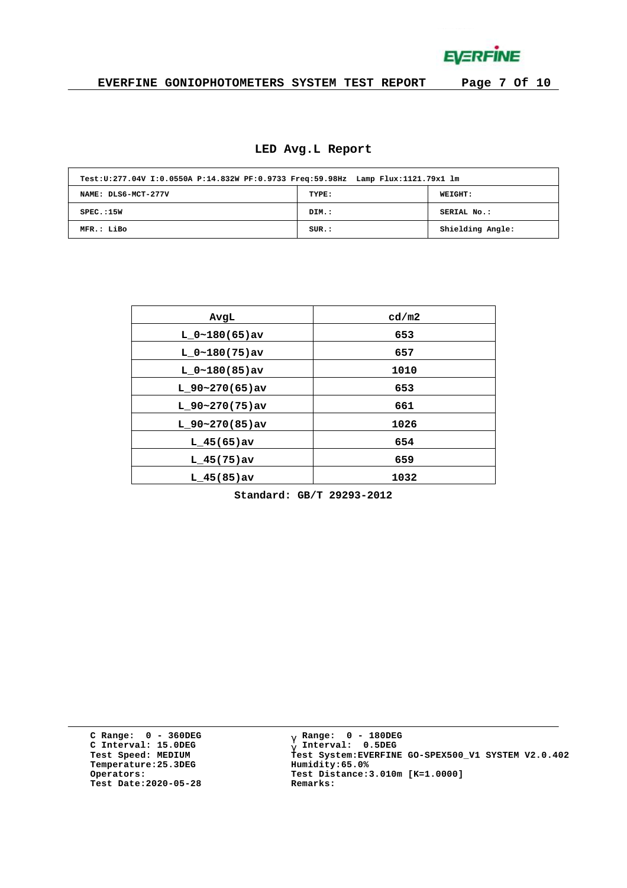## LED Avg.L Report

| Test:U:277.04V I:0.0550A P:14.832W PF:0.9733 Freq:59.98Hz Lamp Flux:1121.79x1 lm | | |
|---|---|---|
| NAME: DLS6-MCT-277V | TYPE: | WEIGHT: |
| SPEC.:15W | DIM.: | SERIAL No.: |
| MFR.: LiBo | SUR.: | Shielding Angle: |

| AvgL | cd/m2 |
|---|---|
| L_0~180(65)av | 653 |
| L_0~180(75)av | 657 |
| L_0~180(85)av | 1010 |
| L_90~270(65)av | 653 |
| L_90~270(75)av | 661 |
| L_90~270(85)av | 1026 |
| L_45(65)av | 654 |
| L_45(75)av | 659 |
| L_45(85)av | 1032 |

Standard: GB/T 29293-2012

C Range: 0 - 360DEG
C Interval: 15.0DEG
Test Speed: MEDIUM
Temperature:25.3DEG
Operators:
Test Date:2020-05-28

γ Range: 0 - 180DEG
γ Interval: 0.5DEG
Test System:EVERFINE GO-SPEX500_V1 SYSTEM V2.0.402
Humidity:65.0%
Test Distance:3.010m [K=1.0000]
Remarks: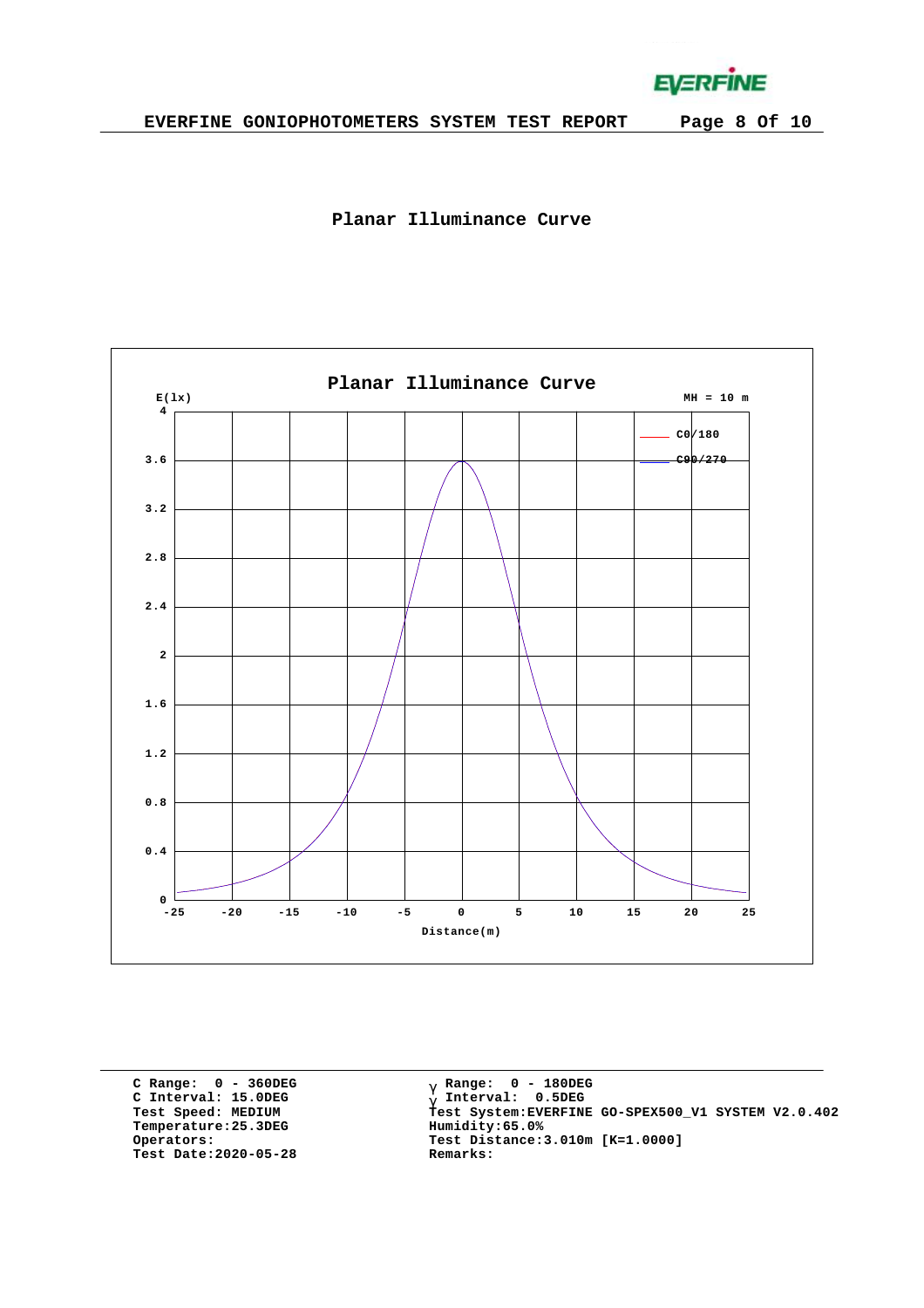## Planar Illuminance Curve

Planar Illuminance Curve

E(lx)

MH = 10 m

C0/180

C90/270

Distance(m)

C Range: 0 - 360DEG
C Interval: 15.0DEG
Test Speed: MEDIUM
Temperature:25.3DEG
Operators:
Test Date:2020-05-28

γ Range: 0 - 180DEG
γ Interval: 0.5DEG
Test System:EVERFINE GO-SPEX500_V1 SYSTEM V2.0.402
Humidity:65.0%
Test Distance:3.010m [K=1.0000]
Remarks: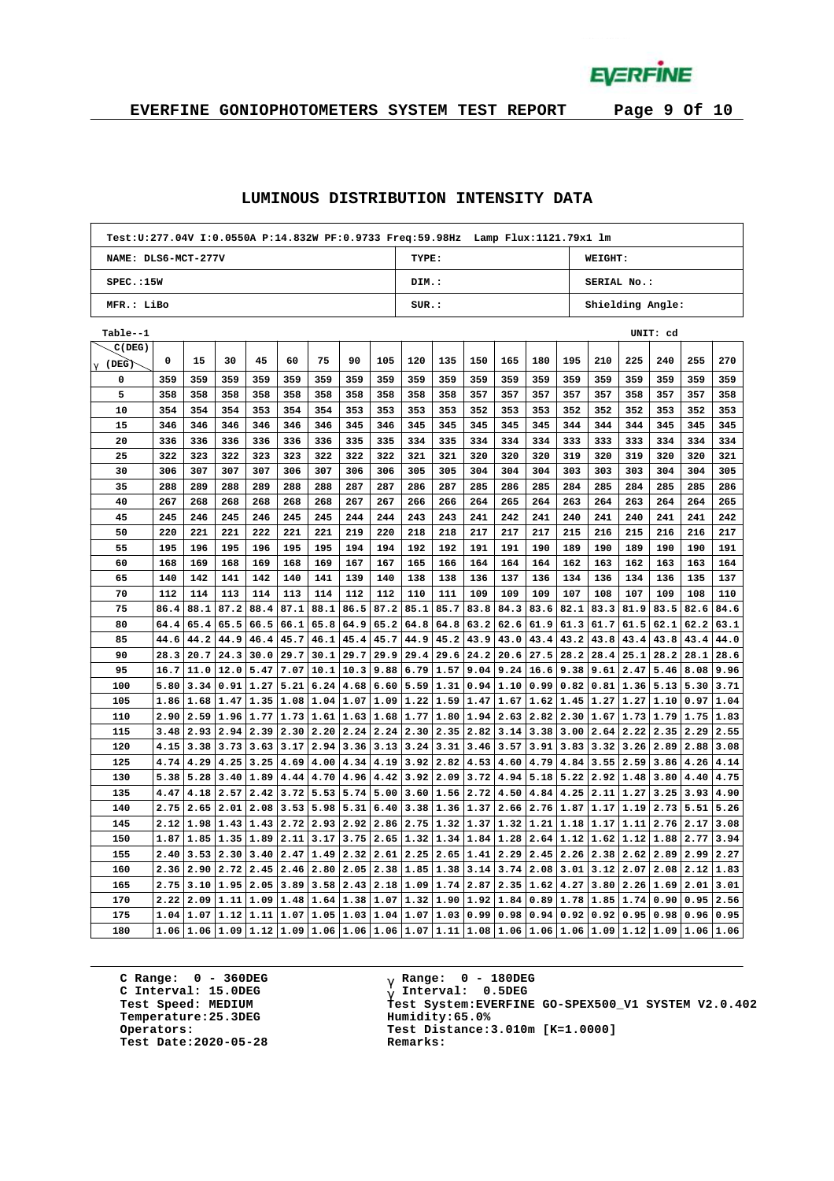## LUMINOUS DISTRIBUTION INTENSITY DATA

| Test:U:277.04V I:0.0550A P:14.832W PF:0.9733 Freq:59.98Hz Lamp Flux:1121.79x1 lm | | |
|---|---|---|
| NAME: DLS6-MCT-277V | TYPE: | WEIGHT: |
| SPEC.:15W | DIM.: | SERIAL No.: |
| MFR.: LiBo | SUR.: | Shielding Angle: |

Table--1 UNIT: cd

| γ (DEG) \ C(DEG) | 0 | 15 | 30 | 45 | 60 | 75 | 90 | 105 | 120 | 135 | 150 | 165 | 180 | 195 | 210 | 225 | 240 | 255 | 270 |
|---|---|---|---|---|---|---|---|---|---|---|---|---|---|---|---|---|---|---|---|
| 0 | 359 | 359 | 359 | 359 | 359 | 359 | 359 | 359 | 359 | 359 | 359 | 359 | 359 | 359 | 359 | 359 | 359 | 359 | 359 |
| 5 | 358 | 358 | 358 | 358 | 358 | 358 | 358 | 358 | 358 | 358 | 357 | 357 | 357 | 357 | 357 | 358 | 357 | 357 | 358 |
| 10 | 354 | 354 | 354 | 353 | 354 | 354 | 353 | 353 | 353 | 353 | 352 | 353 | 353 | 352 | 352 | 352 | 353 | 352 | 353 |
| 15 | 346 | 346 | 346 | 346 | 346 | 346 | 345 | 345 | 345 | 345 | 345 | 345 | 345 | 344 | 344 | 344 | 345 | 345 | 345 |
| 20 | 336 | 336 | 336 | 336 | 336 | 336 | 335 | 335 | 334 | 335 | 334 | 334 | 334 | 333 | 333 | 333 | 334 | 334 | 334 |
| 25 | 322 | 323 | 322 | 323 | 323 | 322 | 322 | 322 | 321 | 321 | 320 | 320 | 320 | 319 | 320 | 319 | 320 | 320 | 321 |
| 30 | 306 | 307 | 307 | 307 | 306 | 307 | 306 | 306 | 305 | 305 | 304 | 304 | 304 | 303 | 303 | 303 | 304 | 304 | 305 |
| 35 | 288 | 289 | 288 | 289 | 288 | 288 | 287 | 287 | 286 | 287 | 285 | 286 | 285 | 284 | 285 | 284 | 285 | 285 | 286 |
| 40 | 267 | 268 | 268 | 268 | 268 | 268 | 267 | 267 | 266 | 266 | 264 | 265 | 264 | 263 | 264 | 263 | 264 | 264 | 265 |
| 45 | 245 | 246 | 245 | 246 | 245 | 245 | 244 | 244 | 243 | 243 | 241 | 242 | 241 | 240 | 241 | 240 | 241 | 241 | 242 |
| 50 | 220 | 221 | 221 | 222 | 221 | 221 | 219 | 220 | 218 | 218 | 217 | 217 | 217 | 215 | 216 | 215 | 216 | 216 | 217 |
| 55 | 195 | 196 | 195 | 196 | 195 | 195 | 194 | 194 | 192 | 192 | 191 | 191 | 190 | 189 | 190 | 189 | 190 | 190 | 191 |
| 60 | 168 | 169 | 168 | 169 | 168 | 169 | 167 | 167 | 165 | 166 | 164 | 164 | 164 | 162 | 163 | 162 | 163 | 163 | 164 |
| 65 | 140 | 142 | 141 | 142 | 140 | 141 | 139 | 140 | 138 | 138 | 136 | 137 | 136 | 134 | 136 | 134 | 136 | 135 | 137 |
| 70 | 112 | 114 | 113 | 114 | 113 | 114 | 112 | 112 | 110 | 111 | 109 | 109 | 109 | 107 | 108 | 107 | 109 | 108 | 110 |
| 75 | 86.4 | 88.1 | 87.2 | 88.4 | 87.1 | 88.1 | 86.5 | 87.2 | 85.1 | 85.7 | 83.8 | 84.3 | 83.6 | 82.1 | 83.3 | 81.9 | 83.5 | 82.6 | 84.6 |
| 80 | 64.4 | 65.4 | 65.5 | 66.5 | 66.1 | 65.8 | 64.9 | 65.2 | 64.8 | 64.8 | 63.2 | 62.6 | 61.9 | 61.3 | 61.7 | 61.5 | 62.1 | 62.2 | 63.1 |
| 85 | 44.6 | 44.2 | 44.9 | 46.4 | 45.7 | 46.1 | 45.4 | 45.7 | 44.9 | 45.2 | 43.9 | 43.0 | 43.4 | 43.2 | 43.8 | 43.4 | 43.8 | 43.4 | 44.0 |
| 90 | 28.3 | 20.7 | 24.3 | 30.0 | 29.7 | 30.1 | 29.7 | 29.9 | 29.4 | 29.6 | 24.2 | 20.6 | 27.5 | 28.2 | 28.4 | 25.1 | 28.2 | 28.1 | 28.6 |
| 95 | 16.7 | 11.0 | 12.0 | 5.47 | 7.07 | 10.1 | 10.3 | 9.88 | 6.79 | 1.57 | 9.04 | 9.24 | 16.6 | 9.38 | 9.61 | 2.47 | 5.46 | 8.08 | 9.96 |
| 100 | 5.80 | 3.34 | 0.91 | 1.27 | 5.21 | 6.24 | 4.68 | 6.60 | 5.59 | 1.31 | 0.94 | 1.10 | 0.99 | 0.82 | 0.81 | 1.36 | 5.13 | 5.30 | 3.71 |
| 105 | 1.86 | 1.68 | 1.47 | 1.35 | 1.08 | 1.04 | 1.07 | 1.09 | 1.22 | 1.59 | 1.47 | 1.67 | 1.62 | 1.45 | 1.27 | 1.27 | 1.10 | 0.97 | 1.04 |
| 110 | 2.90 | 2.59 | 1.96 | 1.77 | 1.73 | 1.61 | 1.63 | 1.68 | 1.77 | 1.80 | 1.94 | 2.63 | 2.82 | 2.30 | 1.67 | 1.73 | 1.79 | 1.75 | 1.83 |
| 115 | 3.48 | 2.93 | 2.94 | 2.39 | 2.30 | 2.20 | 2.24 | 2.24 | 2.30 | 2.35 | 2.82 | 3.14 | 3.38 | 3.00 | 2.64 | 2.22 | 2.35 | 2.29 | 2.55 |
| 120 | 4.15 | 3.38 | 3.73 | 3.63 | 3.17 | 2.94 | 3.36 | 3.13 | 3.24 | 3.31 | 3.46 | 3.57 | 3.91 | 3.83 | 3.32 | 3.26 | 2.89 | 2.88 | 3.08 |
| 125 | 4.74 | 4.29 | 4.25 | 3.25 | 4.69 | 4.00 | 4.34 | 4.19 | 3.92 | 2.82 | 4.53 | 4.60 | 4.79 | 4.84 | 3.55 | 2.59 | 3.86 | 4.26 | 4.14 |
| 130 | 5.38 | 5.28 | 3.40 | 1.89 | 4.44 | 4.70 | 4.96 | 4.42 | 3.92 | 2.09 | 3.72 | 4.94 | 5.18 | 5.22 | 2.92 | 1.48 | 3.80 | 4.40 | 4.75 |
| 135 | 4.47 | 4.18 | 2.57 | 2.42 | 3.72 | 5.53 | 5.74 | 5.00 | 3.60 | 1.56 | 2.72 | 4.50 | 4.84 | 4.25 | 2.11 | 1.27 | 3.25 | 3.93 | 4.90 |
| 140 | 2.75 | 2.65 | 2.01 | 2.08 | 3.53 | 5.98 | 5.31 | 6.40 | 3.38 | 1.36 | 1.37 | 2.66 | 2.76 | 1.87 | 1.17 | 1.19 | 2.73 | 5.51 | 5.26 |
| 145 | 2.12 | 1.98 | 1.43 | 1.43 | 2.72 | 2.93 | 2.92 | 2.86 | 2.75 | 1.32 | 1.37 | 1.32 | 1.21 | 1.18 | 1.17 | 1.11 | 2.76 | 2.17 | 3.08 |
| 150 | 1.87 | 1.85 | 1.35 | 1.89 | 2.11 | 3.17 | 3.75 | 2.65 | 1.32 | 1.34 | 1.84 | 1.28 | 2.64 | 1.12 | 1.62 | 1.12 | 1.88 | 2.77 | 3.94 |
| 155 | 2.40 | 3.53 | 2.30 | 3.40 | 2.47 | 1.49 | 2.32 | 2.61 | 2.25 | 2.65 | 1.41 | 2.29 | 2.45 | 2.26 | 2.38 | 2.62 | 2.89 | 2.99 | 2.27 |
| 160 | 2.36 | 2.90 | 2.72 | 2.45 | 2.46 | 2.80 | 2.05 | 2.38 | 1.85 | 1.38 | 3.14 | 3.74 | 2.08 | 3.01 | 3.12 | 2.07 | 2.08 | 2.12 | 1.83 |
| 165 | 2.75 | 3.10 | 1.95 | 2.05 | 3.89 | 3.58 | 2.43 | 2.18 | 1.09 | 1.74 | 2.87 | 2.35 | 1.62 | 4.27 | 3.80 | 2.26 | 1.69 | 2.01 | 3.01 |
| 170 | 2.22 | 2.09 | 1.11 | 1.09 | 1.48 | 1.64 | 1.38 | 1.07 | 1.32 | 1.90 | 1.92 | 1.84 | 0.89 | 1.78 | 1.85 | 1.74 | 0.90 | 0.95 | 2.56 |
| 175 | 1.04 | 1.07 | 1.12 | 1.11 | 1.07 | 1.05 | 1.03 | 1.04 | 1.07 | 1.03 | 0.99 | 0.98 | 0.94 | 0.92 | 0.92 | 0.95 | 0.98 | 0.96 | 0.95 |
| 180 | 1.06 | 1.06 | 1.09 | 1.12 | 1.09 | 1.06 | 1.06 | 1.06 | 1.07 | 1.11 | 1.08 | 1.06 | 1.06 | 1.06 | 1.09 | 1.12 | 1.09 | 1.06 | 1.06 |

C Range: 0 - 360DEG
C Interval: 15.0DEG
Test Speed: MEDIUM
Temperature:25.3DEG
Operators:
Test Date:2020-05-28

γ Range: 0 - 180DEG
γ Interval: 0.5DEG
Test System:EVERFINE GO-SPEX500_V1 SYSTEM V2.0.402
Humidity:65.0%
Test Distance:3.010m [K=1.0000]
Remarks: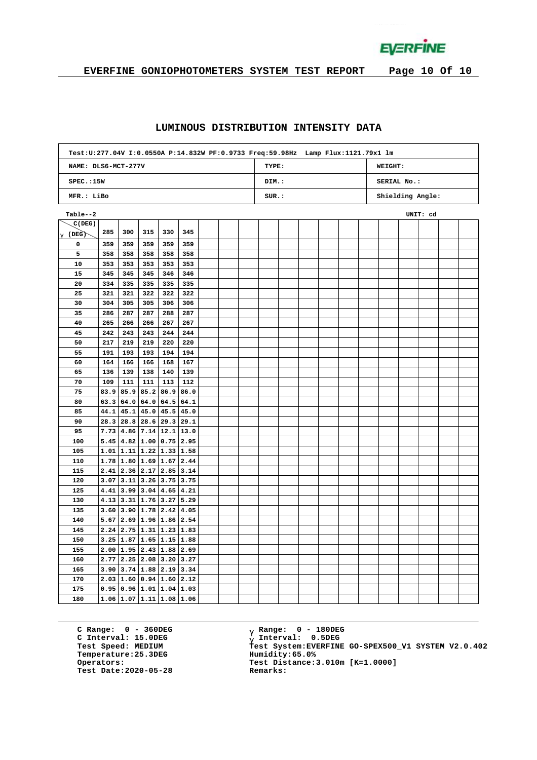## EVERFINE GONIOPHOTOMETERS SYSTEM TEST REPORT

### LUMINOUS DISTRIBUTION INTENSITY DATA

| Test:U:277.04V I:0.0550A P:14.832W PF:0.9733 Freq:59.98Hz Lamp Flux:1121.79x1 lm | | |
|---|---|---|
| NAME: DLS6-MCT-277V | TYPE: | WEIGHT: |
| SPEC.:15W | DIM.: | SERIAL No.: |
| MFR.: LiBo | SUR.: | Shielding Angle: |

Table--2 UNIT: cd

| γ (DEG) \ C(DEG) | 285 | 300 | 315 | 330 | 345 |
|---|---|---|---|---|---|
| 0 | 359 | 359 | 359 | 359 | 359 |
| 5 | 358 | 358 | 358 | 358 | 358 |
| 10 | 353 | 353 | 353 | 353 | 353 |
| 15 | 345 | 345 | 345 | 346 | 346 |
| 20 | 334 | 335 | 335 | 335 | 335 |
| 25 | 321 | 321 | 322 | 322 | 322 |
| 30 | 304 | 305 | 305 | 306 | 306 |
| 35 | 286 | 287 | 287 | 288 | 287 |
| 40 | 265 | 266 | 266 | 267 | 267 |
| 45 | 242 | 243 | 243 | 244 | 244 |
| 50 | 217 | 219 | 219 | 220 | 220 |
| 55 | 191 | 193 | 193 | 194 | 194 |
| 60 | 164 | 166 | 166 | 168 | 167 |
| 65 | 136 | 139 | 138 | 140 | 139 |
| 70 | 109 | 111 | 111 | 113 | 112 |
| 75 | 83.9 | 85.9 | 85.2 | 86.9 | 86.0 |
| 80 | 63.3 | 64.0 | 64.0 | 64.5 | 64.1 |
| 85 | 44.1 | 45.1 | 45.0 | 45.5 | 45.0 |
| 90 | 28.3 | 28.8 | 28.6 | 29.3 | 29.1 |
| 95 | 7.73 | 4.86 | 7.14 | 12.1 | 13.0 |
| 100 | 5.45 | 4.82 | 1.00 | 0.75 | 2.95 |
| 105 | 1.01 | 1.11 | 1.22 | 1.33 | 1.58 |
| 110 | 1.78 | 1.80 | 1.69 | 1.67 | 2.44 |
| 115 | 2.41 | 2.36 | 2.17 | 2.85 | 3.14 |
| 120 | 3.07 | 3.11 | 3.26 | 3.75 | 3.75 |
| 125 | 4.41 | 3.99 | 3.04 | 4.65 | 4.21 |
| 130 | 4.13 | 3.31 | 1.76 | 3.27 | 5.29 |
| 135 | 3.60 | 3.90 | 1.78 | 2.42 | 4.05 |
| 140 | 5.67 | 2.69 | 1.96 | 1.86 | 2.54 |
| 145 | 2.24 | 2.75 | 1.31 | 1.23 | 1.83 |
| 150 | 3.25 | 1.87 | 1.65 | 1.15 | 1.88 |
| 155 | 2.00 | 1.95 | 2.43 | 1.88 | 2.69 |
| 160 | 2.77 | 2.25 | 2.08 | 3.20 | 3.27 |
| 165 | 3.90 | 3.74 | 1.88 | 2.19 | 3.34 |
| 170 | 2.03 | 1.60 | 0.94 | 1.60 | 2.12 |
| 175 | 0.95 | 0.96 | 1.01 | 1.04 | 1.03 |
| 180 | 1.06 | 1.07 | 1.11 | 1.08 | 1.06 |

C Range: 0 - 360DEG
C Interval: 15.0DEG
Test Speed: MEDIUM
Temperature:25.3DEG
Operators:
Test Date:2020-05-28

γ Range: 0 - 180DEG
γ Interval: 0.5DEG
Test System:EVERFINE GO-SPEX500_V1 SYSTEM V2.0.402
Humidity:65.0%
Test Distance:3.010m [K=1.0000]
Remarks: